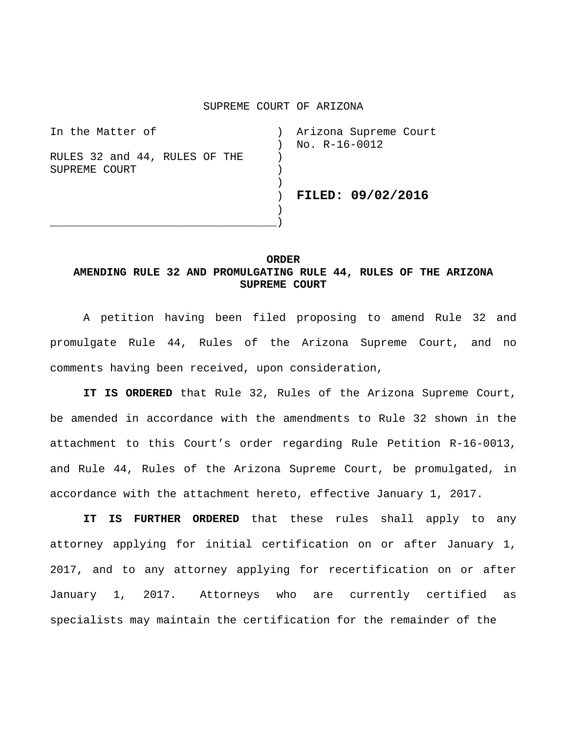SUPREME COURT OF ARIZONA

| | | |
|---|---|---|
| In the Matter of | ) | Arizona Supreme Court |
| | ) | No. R-16-0012 |
| RULES 32 and 44, RULES OF THE SUPREME COURT | ) | |
| | ) | **FILED: 09/02/2016** |

**ORDER**
**AMENDING RULE 32 AND PROMULGATING RULE 44, RULES OF THE ARIZONA SUPREME COURT**

A petition having been filed proposing to amend Rule 32 and promulgate Rule 44, Rules of the Arizona Supreme Court, and no comments having been received, upon consideration,

**IT IS ORDERED** that Rule 32, Rules of the Arizona Supreme Court, be amended in accordance with the amendments to Rule 32 shown in the attachment to this Court's order regarding Rule Petition R-16-0013, and Rule 44, Rules of the Arizona Supreme Court, be promulgated, in accordance with the attachment hereto, effective January 1, 2017.

**IT IS FURTHER ORDERED** that these rules shall apply to any attorney applying for initial certification on or after January 1, 2017, and to any attorney applying for recertification on or after January 1, 2017. Attorneys who are currently certified as specialists may maintain the certification for the remainder of the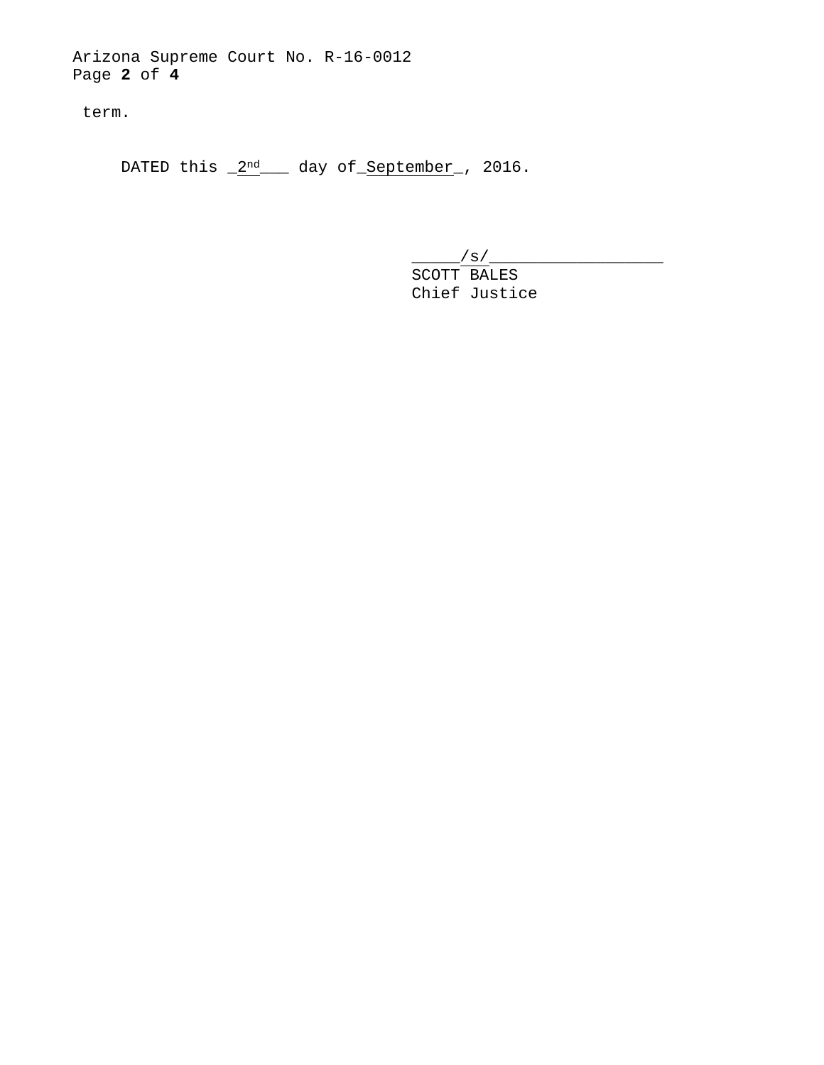term.

DATED this 2nd day of September, 2016.

/s/

SCOTT BALES

Chief Justice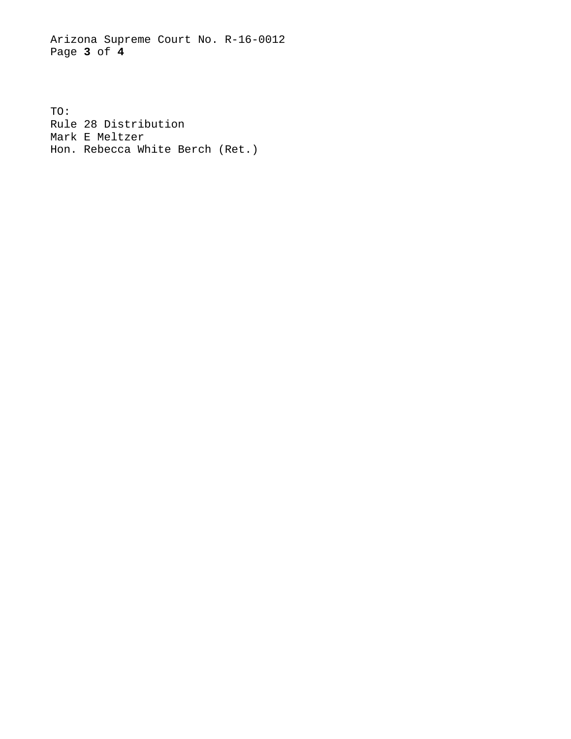TO:
Rule 28 Distribution
Mark E Meltzer
Hon. Rebecca White Berch (Ret.)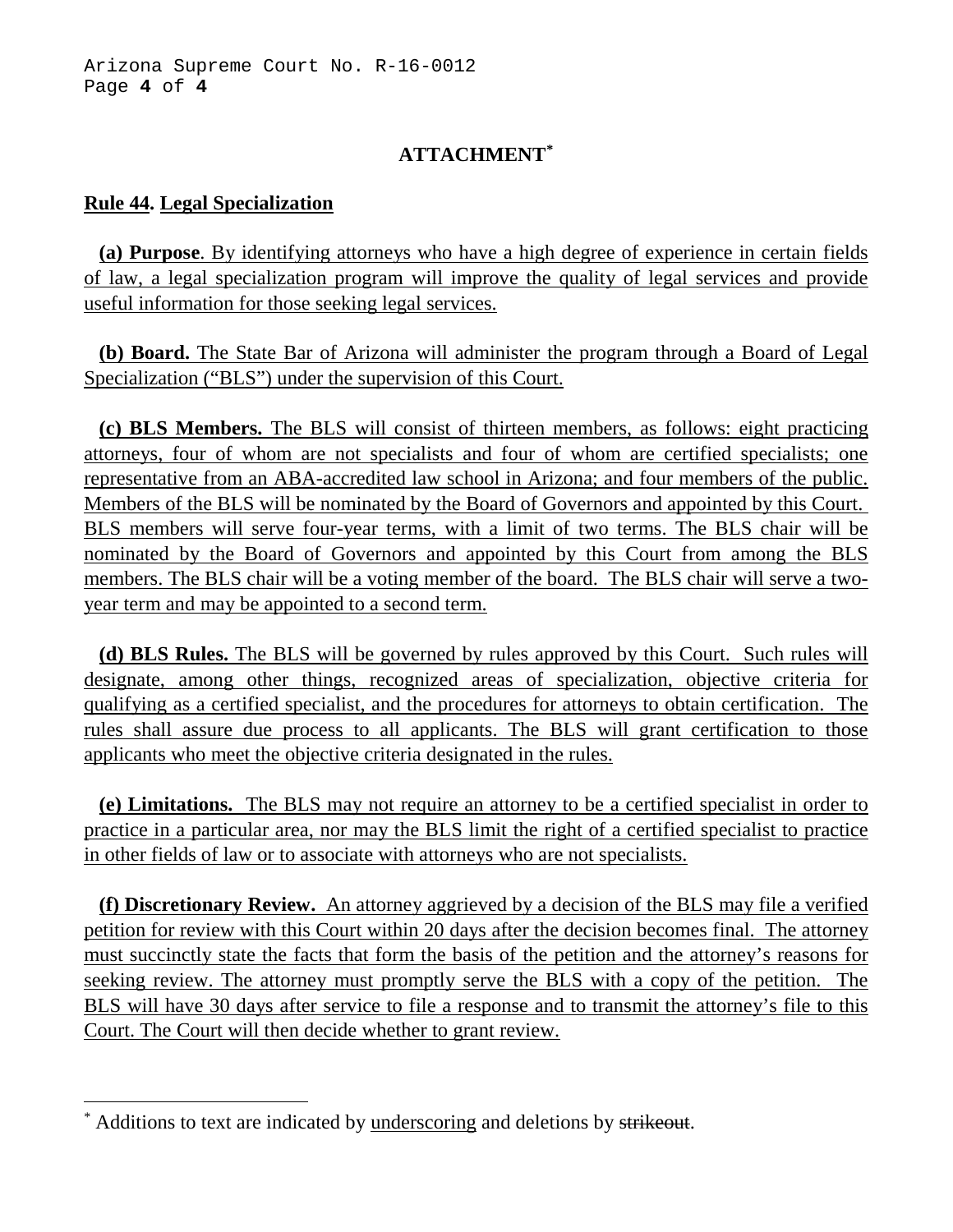## ATTACHMENT[*]

**Rule 44. Legal Specialization**

**(a) Purpose**. By identifying attorneys who have a high degree of experience in certain fields of law, a legal specialization program will improve the quality of legal services and provide useful information for those seeking legal services.

**(b) Board.** The State Bar of Arizona will administer the program through a Board of Legal Specialization ("BLS") under the supervision of this Court.

**(c) BLS Members.** The BLS will consist of thirteen members, as follows: eight practicing attorneys, four of whom are not specialists and four of whom are certified specialists; one representative from an ABA-accredited law school in Arizona; and four members of the public. Members of the BLS will be nominated by the Board of Governors and appointed by this Court. BLS members will serve four-year terms, with a limit of two terms. The BLS chair will be nominated by the Board of Governors and appointed by this Court from among the BLS members. The BLS chair will be a voting member of the board. The BLS chair will serve a two-year term and may be appointed to a second term.

**(d) BLS Rules.** The BLS will be governed by rules approved by this Court. Such rules will designate, among other things, recognized areas of specialization, objective criteria for qualifying as a certified specialist, and the procedures for attorneys to obtain certification. The rules shall assure due process to all applicants. The BLS will grant certification to those applicants who meet the objective criteria designated in the rules.

**(e) Limitations.** The BLS may not require an attorney to be a certified specialist in order to practice in a particular area, nor may the BLS limit the right of a certified specialist to practice in other fields of law or to associate with attorneys who are not specialists.

**(f) Discretionary Review.** An attorney aggrieved by a decision of the BLS may file a verified petition for review with this Court within 20 days after the decision becomes final. The attorney must succinctly state the facts that form the basis of the petition and the attorney's reasons for seeking review. The attorney must promptly serve the BLS with a copy of the petition. The BLS will have 30 days after service to file a response and to transmit the attorney's file to this Court. The Court will then decide whether to grant review.

---

[*] Additions to text are indicated by underscoring and deletions by ~~strikeout~~.